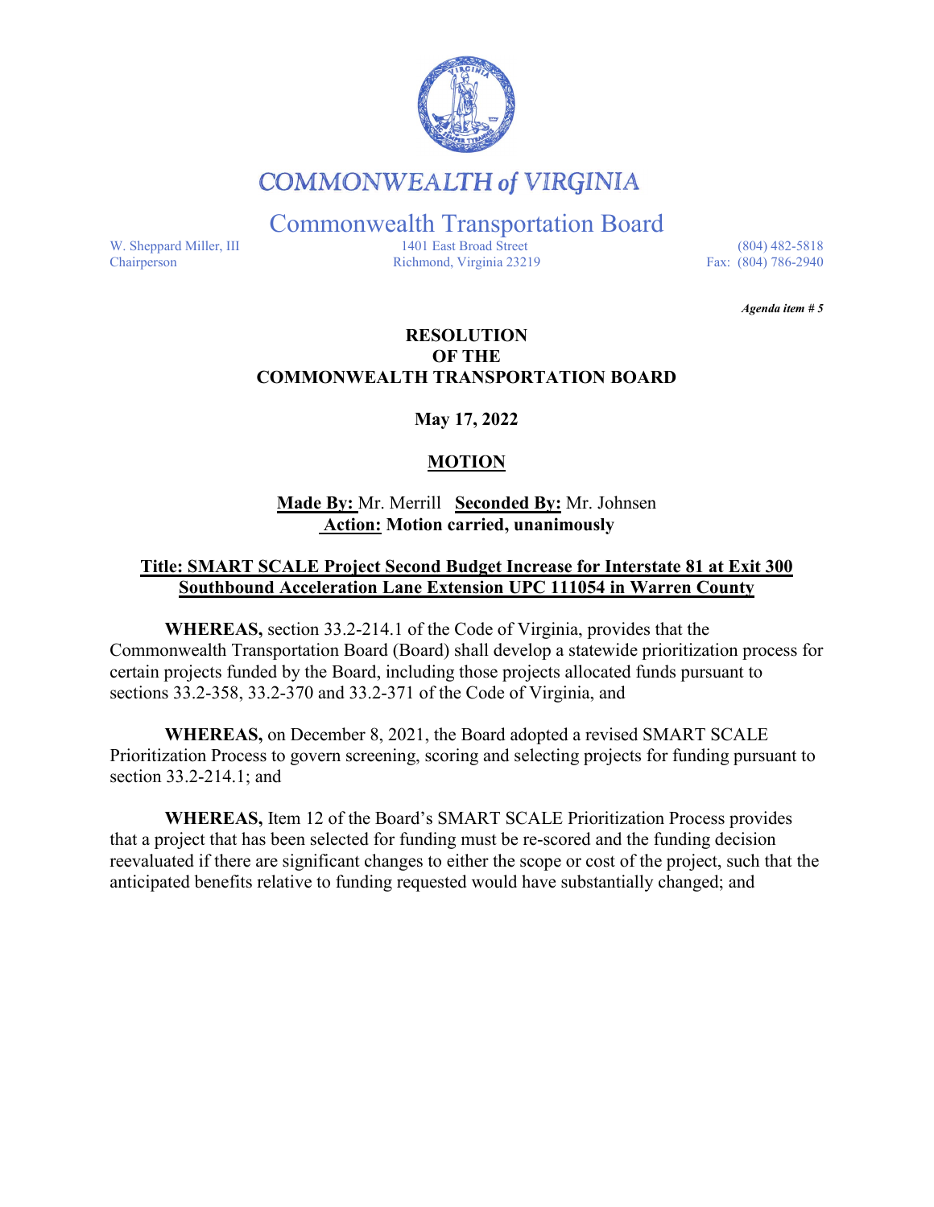# COMMONWEALTH of VIRGINIA

## Commonwealth Transportation Board

W. Sheppard Miller, III
Chairperson

1401 East Broad Street
Richmond, Virginia 23219

(804) 482-5818
Fax: (804) 786-2940

***Agenda item # 5***

**RESOLUTION
OF THE
COMMONWEALTH TRANSPORTATION BOARD**

**May 17, 2022**

**MOTION**

**Made By:** Mr. Merrill **Seconded By:** Mr. Johnsen
**Action: Motion carried, unanimously**

**Title: SMART SCALE Project Second Budget Increase for Interstate 81 at Exit 300 Southbound Acceleration Lane Extension UPC 111054 in Warren County**

**WHEREAS,** section 33.2-214.1 of the Code of Virginia, provides that the Commonwealth Transportation Board (Board) shall develop a statewide prioritization process for certain projects funded by the Board, including those projects allocated funds pursuant to sections 33.2-358, 33.2-370 and 33.2-371 of the Code of Virginia, and

**WHEREAS,** on December 8, 2021, the Board adopted a revised SMART SCALE Prioritization Process to govern screening, scoring and selecting projects for funding pursuant to section 33.2-214.1; and

**WHEREAS,** Item 12 of the Board's SMART SCALE Prioritization Process provides that a project that has been selected for funding must be re-scored and the funding decision reevaluated if there are significant changes to either the scope or cost of the project, such that the anticipated benefits relative to funding requested would have substantially changed; and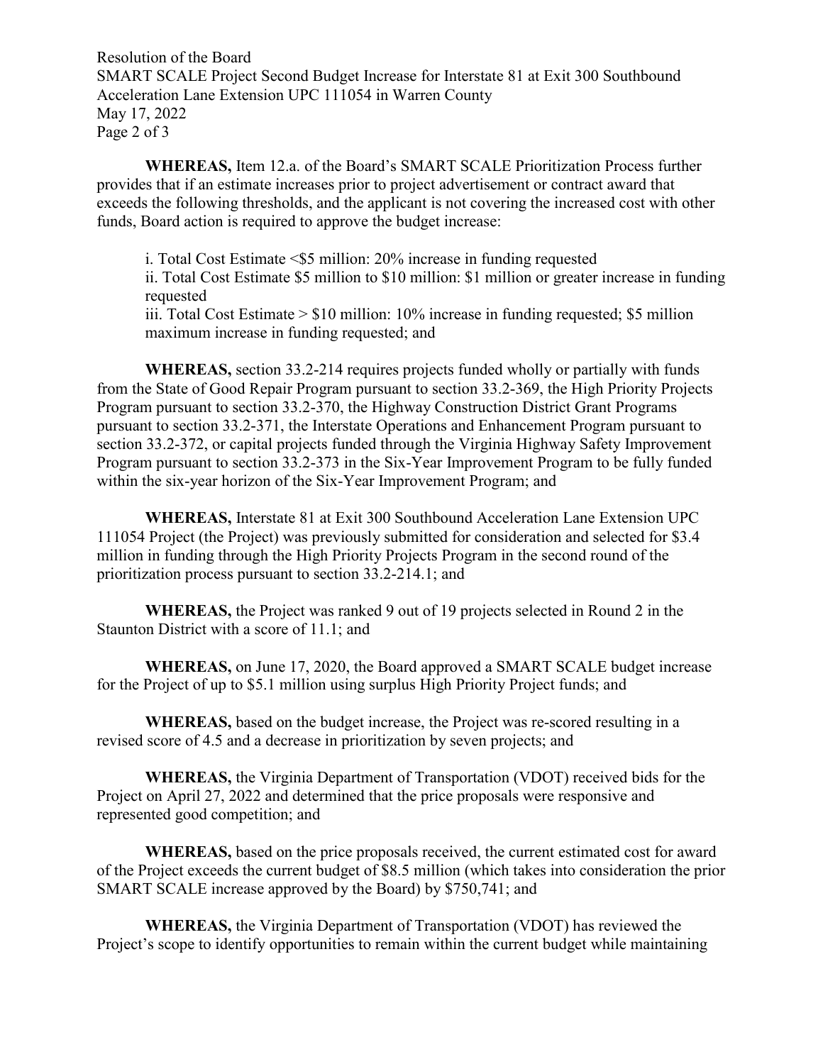**WHEREAS,** Item 12.a. of the Board's SMART SCALE Prioritization Process further provides that if an estimate increases prior to project advertisement or contract award that exceeds the following thresholds, and the applicant is not covering the increased cost with other funds, Board action is required to approve the budget increase:

i. Total Cost Estimate <$5 million: 20% increase in funding requested
ii. Total Cost Estimate $5 million to $10 million: $1 million or greater increase in funding requested
iii. Total Cost Estimate > $10 million: 10% increase in funding requested; $5 million maximum increase in funding requested; and

**WHEREAS,** section 33.2-214 requires projects funded wholly or partially with funds from the State of Good Repair Program pursuant to section 33.2-369, the High Priority Projects Program pursuant to section 33.2-370, the Highway Construction District Grant Programs pursuant to section 33.2-371, the Interstate Operations and Enhancement Program pursuant to section 33.2-372, or capital projects funded through the Virginia Highway Safety Improvement Program pursuant to section 33.2-373 in the Six-Year Improvement Program to be fully funded within the six-year horizon of the Six-Year Improvement Program; and

**WHEREAS,** Interstate 81 at Exit 300 Southbound Acceleration Lane Extension UPC 111054 Project (the Project) was previously submitted for consideration and selected for $3.4 million in funding through the High Priority Projects Program in the second round of the prioritization process pursuant to section 33.2-214.1; and

**WHEREAS,** the Project was ranked 9 out of 19 projects selected in Round 2 in the Staunton District with a score of 11.1; and

**WHEREAS,** on June 17, 2020, the Board approved a SMART SCALE budget increase for the Project of up to $5.1 million using surplus High Priority Project funds; and

**WHEREAS,** based on the budget increase, the Project was re-scored resulting in a revised score of 4.5 and a decrease in prioritization by seven projects; and

**WHEREAS,** the Virginia Department of Transportation (VDOT) received bids for the Project on April 27, 2022 and determined that the price proposals were responsive and represented good competition; and

**WHEREAS,** based on the price proposals received, the current estimated cost for award of the Project exceeds the current budget of $8.5 million (which takes into consideration the prior SMART SCALE increase approved by the Board) by $750,741; and

**WHEREAS,** the Virginia Department of Transportation (VDOT) has reviewed the Project's scope to identify opportunities to remain within the current budget while maintaining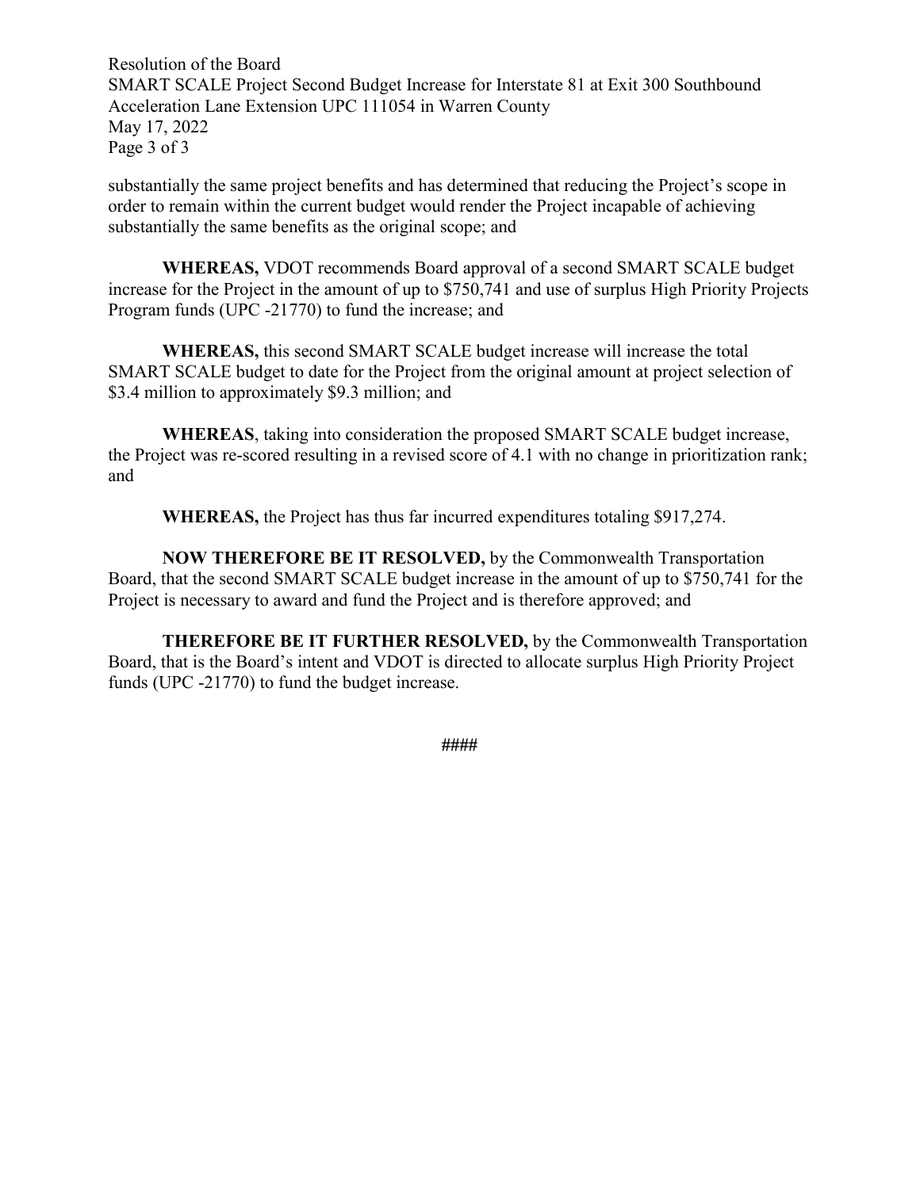substantially the same project benefits and has determined that reducing the Project's scope in order to remain within the current budget would render the Project incapable of achieving substantially the same benefits as the original scope; and

**WHEREAS,** VDOT recommends Board approval of a second SMART SCALE budget increase for the Project in the amount of up to $750,741 and use of surplus High Priority Projects Program funds (UPC -21770) to fund the increase; and

**WHEREAS,** this second SMART SCALE budget increase will increase the total SMART SCALE budget to date for the Project from the original amount at project selection of $3.4 million to approximately $9.3 million; and

**WHEREAS**, taking into consideration the proposed SMART SCALE budget increase, the Project was re-scored resulting in a revised score of 4.1 with no change in prioritization rank; and

**WHEREAS,** the Project has thus far incurred expenditures totaling $917,274.

**NOW THEREFORE BE IT RESOLVED,** by the Commonwealth Transportation Board, that the second SMART SCALE budget increase in the amount of up to $750,741 for the Project is necessary to award and fund the Project and is therefore approved; and

**THEREFORE BE IT FURTHER RESOLVED,** by the Commonwealth Transportation Board, that is the Board's intent and VDOT is directed to allocate surplus High Priority Project funds (UPC -21770) to fund the budget increase.

####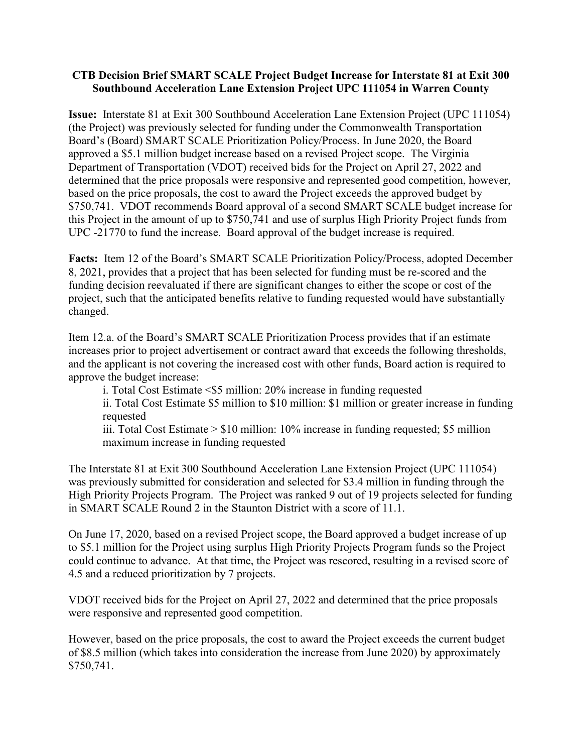**CTB Decision Brief SMART SCALE Project Budget Increase for Interstate 81 at Exit 300 Southbound Acceleration Lane Extension Project UPC 111054 in Warren County**

**Issue:** Interstate 81 at Exit 300 Southbound Acceleration Lane Extension Project (UPC 111054) (the Project) was previously selected for funding under the Commonwealth Transportation Board's (Board) SMART SCALE Prioritization Policy/Process. In June 2020, the Board approved a $5.1 million budget increase based on a revised Project scope. The Virginia Department of Transportation (VDOT) received bids for the Project on April 27, 2022 and determined that the price proposals were responsive and represented good competition, however, based on the price proposals, the cost to award the Project exceeds the approved budget by $750,741. VDOT recommends Board approval of a second SMART SCALE budget increase for this Project in the amount of up to $750,741 and use of surplus High Priority Project funds from UPC -21770 to fund the increase. Board approval of the budget increase is required.

**Facts:** Item 12 of the Board's SMART SCALE Prioritization Policy/Process, adopted December 8, 2021, provides that a project that has been selected for funding must be re-scored and the funding decision reevaluated if there are significant changes to either the scope or cost of the project, such that the anticipated benefits relative to funding requested would have substantially changed.

Item 12.a. of the Board's SMART SCALE Prioritization Process provides that if an estimate increases prior to project advertisement or contract award that exceeds the following thresholds, and the applicant is not covering the increased cost with other funds, Board action is required to approve the budget increase:

i. Total Cost Estimate <$5 million: 20% increase in funding requested

ii. Total Cost Estimate $5 million to $10 million: $1 million or greater increase in funding requested

iii. Total Cost Estimate > $10 million: 10% increase in funding requested; $5 million maximum increase in funding requested

The Interstate 81 at Exit 300 Southbound Acceleration Lane Extension Project (UPC 111054) was previously submitted for consideration and selected for $3.4 million in funding through the High Priority Projects Program. The Project was ranked 9 out of 19 projects selected for funding in SMART SCALE Round 2 in the Staunton District with a score of 11.1.

On June 17, 2020, based on a revised Project scope, the Board approved a budget increase of up to $5.1 million for the Project using surplus High Priority Projects Program funds so the Project could continue to advance. At that time, the Project was rescored, resulting in a revised score of 4.5 and a reduced prioritization by 7 projects.

VDOT received bids for the Project on April 27, 2022 and determined that the price proposals were responsive and represented good competition.

However, based on the price proposals, the cost to award the Project exceeds the current budget of $8.5 million (which takes into consideration the increase from June 2020) by approximately $750,741.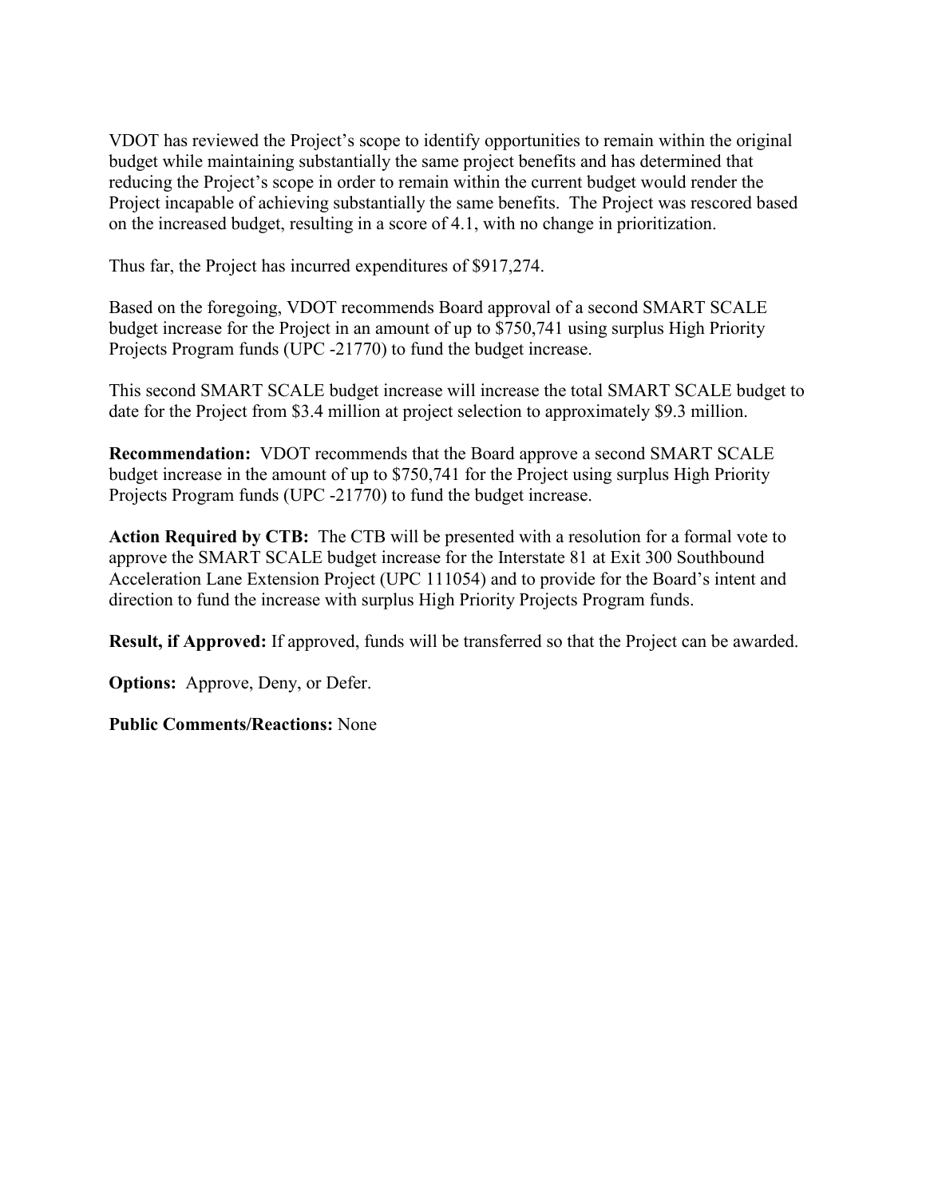VDOT has reviewed the Project's scope to identify opportunities to remain within the original budget while maintaining substantially the same project benefits and has determined that reducing the Project's scope in order to remain within the current budget would render the Project incapable of achieving substantially the same benefits. The Project was rescored based on the increased budget, resulting in a score of 4.1, with no change in prioritization.

Thus far, the Project has incurred expenditures of $917,274.

Based on the foregoing, VDOT recommends Board approval of a second SMART SCALE budget increase for the Project in an amount of up to $750,741 using surplus High Priority Projects Program funds (UPC -21770) to fund the budget increase.

This second SMART SCALE budget increase will increase the total SMART SCALE budget to date for the Project from $3.4 million at project selection to approximately $9.3 million.

**Recommendation:** VDOT recommends that the Board approve a second SMART SCALE budget increase in the amount of up to $750,741 for the Project using surplus High Priority Projects Program funds (UPC -21770) to fund the budget increase.

**Action Required by CTB:** The CTB will be presented with a resolution for a formal vote to approve the SMART SCALE budget increase for the Interstate 81 at Exit 300 Southbound Acceleration Lane Extension Project (UPC 111054) and to provide for the Board's intent and direction to fund the increase with surplus High Priority Projects Program funds.

**Result, if Approved:** If approved, funds will be transferred so that the Project can be awarded.

**Options:** Approve, Deny, or Defer.

**Public Comments/Reactions:** None